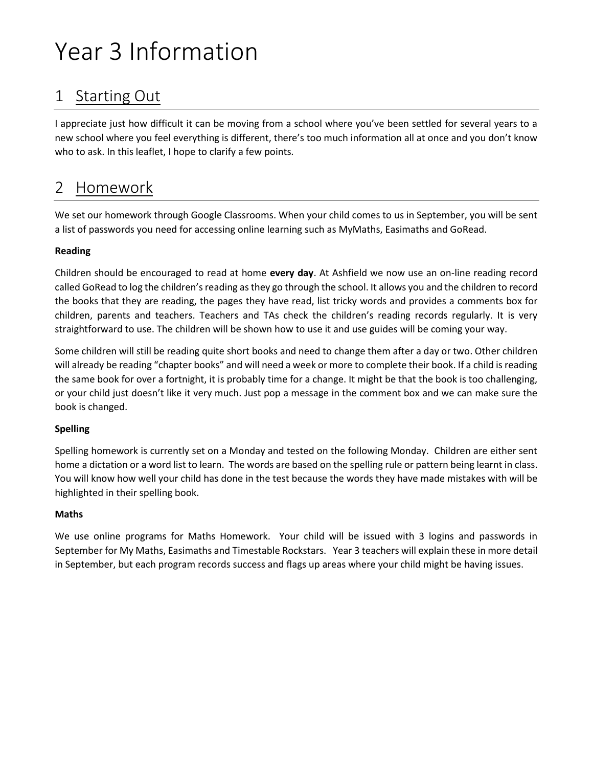# Year 3 Information

## 1 Starting Out

I appreciate just how difficult it can be moving from a school where you've been settled for several years to a new school where you feel everything is different, there's too much information all at once and you don't know who to ask. In this leaflet, I hope to clarify a few points.

## 2 Homework

We set our homework through Google Classrooms. When your child comes to us in September, you will be sent a list of passwords you need for accessing online learning such as MyMaths, Easimaths and GoRead.

**Reading**

Children should be encouraged to read at home **every day**. At Ashfield we now use an on-line reading record called GoRead to log the children's reading as they go through the school. It allows you and the children to record the books that they are reading, the pages they have read, list tricky words and provides a comments box for children, parents and teachers. Teachers and TAs check the children's reading records regularly. It is very straightforward to use. The children will be shown how to use it and use guides will be coming your way.

Some children will still be reading quite short books and need to change them after a day or two. Other children will already be reading "chapter books" and will need a week or more to complete their book. If a child is reading the same book for over a fortnight, it is probably time for a change. It might be that the book is too challenging, or your child just doesn't like it very much. Just pop a message in the comment box and we can make sure the book is changed.

**Spelling**

Spelling homework is currently set on a Monday and tested on the following Monday. Children are either sent home a dictation or a word list to learn. The words are based on the spelling rule or pattern being learnt in class. You will know how well your child has done in the test because the words they have made mistakes with will be highlighted in their spelling book.

**Maths**

We use online programs for Maths Homework. Your child will be issued with 3 logins and passwords in September for My Maths, Easimaths and Timestable Rockstars. Year 3 teachers will explain these in more detail in September, but each program records success and flags up areas where your child might be having issues.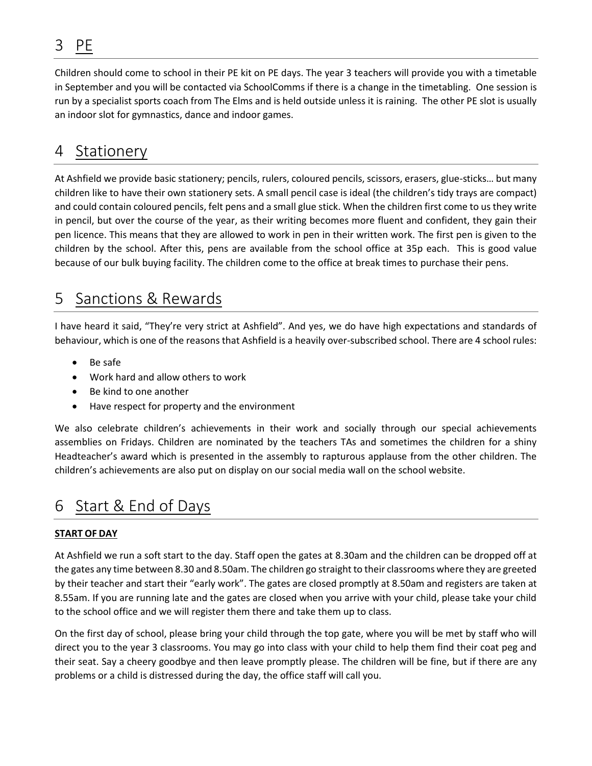# 3 PE

Children should come to school in their PE kit on PE days. The year 3 teachers will provide you with a timetable in September and you will be contacted via SchoolComms if there is a change in the timetabling. One session is run by a specialist sports coach from The Elms and is held outside unless it is raining. The other PE slot is usually an indoor slot for gymnastics, dance and indoor games.

# 4 Stationery

At Ashfield we provide basic stationery; pencils, rulers, coloured pencils, scissors, erasers, glue-sticks… but many children like to have their own stationery sets. A small pencil case is ideal (the children's tidy trays are compact) and could contain coloured pencils, felt pens and a small glue stick. When the children first come to us they write in pencil, but over the course of the year, as their writing becomes more fluent and confident, they gain their pen licence. This means that they are allowed to work in pen in their written work. The first pen is given to the children by the school. After this, pens are available from the school office at 35p each. This is good value because of our bulk buying facility. The children come to the office at break times to purchase their pens.

# 5 Sanctions & Rewards

I have heard it said, "They're very strict at Ashfield". And yes, we do have high expectations and standards of behaviour, which is one of the reasons that Ashfield is a heavily over-subscribed school. There are 4 school rules:

- Be safe
- Work hard and allow others to work
- Be kind to one another
- Have respect for property and the environment

We also celebrate children's achievements in their work and socially through our special achievements assemblies on Fridays. Children are nominated by the teachers TAs and sometimes the children for a shiny Headteacher's award which is presented in the assembly to rapturous applause from the other children. The children's achievements are also put on display on our social media wall on the school website.

# 6 Start & End of Days

**START OF DAY**

At Ashfield we run a soft start to the day. Staff open the gates at 8.30am and the children can be dropped off at the gates any time between 8.30 and 8.50am. The children go straight to their classrooms where they are greeted by their teacher and start their "early work". The gates are closed promptly at 8.50am and registers are taken at 8.55am. If you are running late and the gates are closed when you arrive with your child, please take your child to the school office and we will register them there and take them up to class.

On the first day of school, please bring your child through the top gate, where you will be met by staff who will direct you to the year 3 classrooms. You may go into class with your child to help them find their coat peg and their seat. Say a cheery goodbye and then leave promptly please. The children will be fine, but if there are any problems or a child is distressed during the day, the office staff will call you.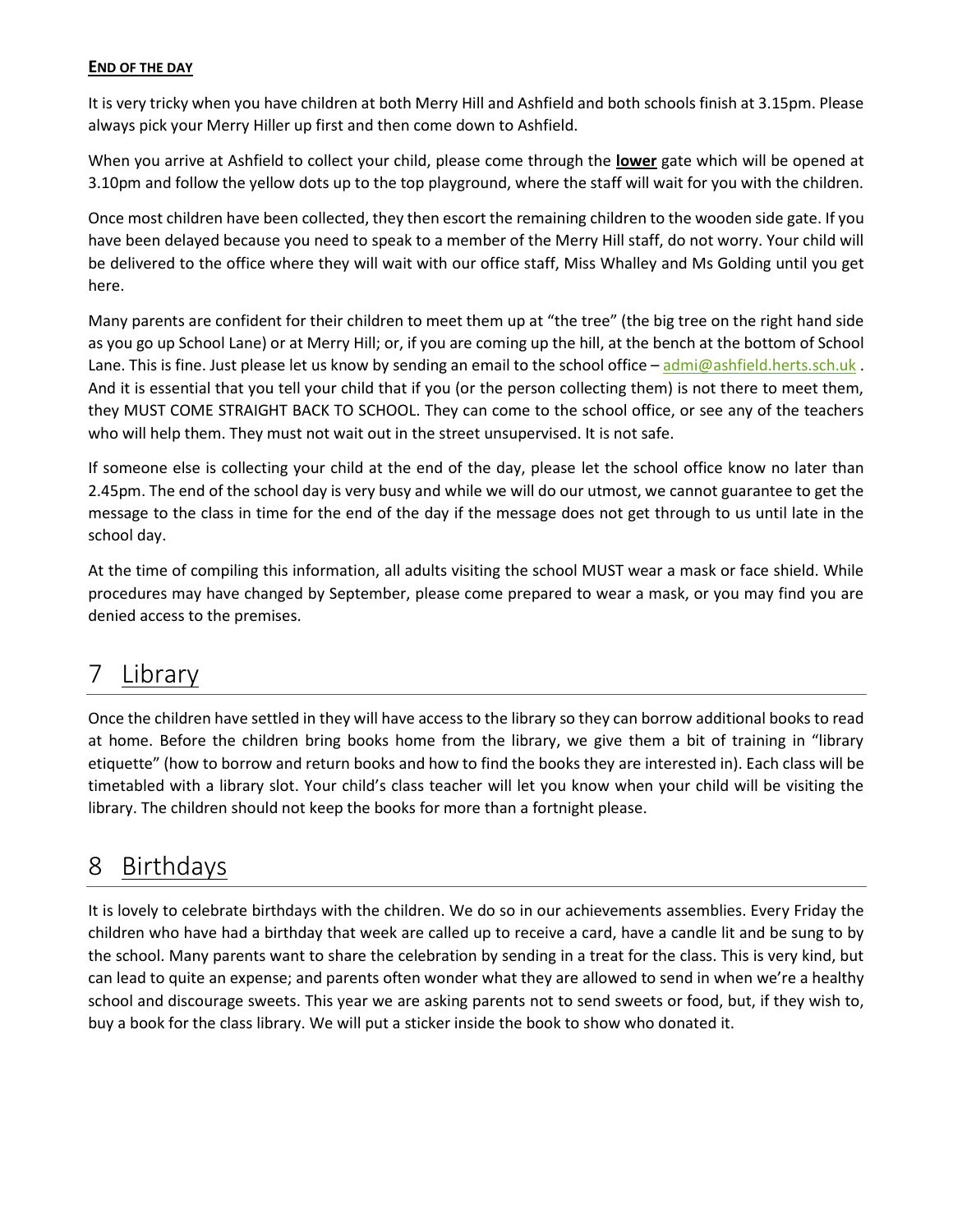**END OF THE DAY**

It is very tricky when you have children at both Merry Hill and Ashfield and both schools finish at 3.15pm. Please always pick your Merry Hiller up first and then come down to Ashfield.

When you arrive at Ashfield to collect your child, please come through the **lower** gate which will be opened at 3.10pm and follow the yellow dots up to the top playground, where the staff will wait for you with the children.

Once most children have been collected, they then escort the remaining children to the wooden side gate. If you have been delayed because you need to speak to a member of the Merry Hill staff, do not worry. Your child will be delivered to the office where they will wait with our office staff, Miss Whalley and Ms Golding until you get here.

Many parents are confident for their children to meet them up at "the tree" (the big tree on the right hand side as you go up School Lane) or at Merry Hill; or, if you are coming up the hill, at the bench at the bottom of School Lane. This is fine. Just please let us know by sending an email to the school office – admi@ashfield.herts.sch.uk . And it is essential that you tell your child that if you (or the person collecting them) is not there to meet them, they MUST COME STRAIGHT BACK TO SCHOOL. They can come to the school office, or see any of the teachers who will help them. They must not wait out in the street unsupervised. It is not safe.

If someone else is collecting your child at the end of the day, please let the school office know no later than 2.45pm. The end of the school day is very busy and while we will do our utmost, we cannot guarantee to get the message to the class in time for the end of the day if the message does not get through to us until late in the school day.

At the time of compiling this information, all adults visiting the school MUST wear a mask or face shield. While procedures may have changed by September, please come prepared to wear a mask, or you may find you are denied access to the premises.

# 7 Library

Once the children have settled in they will have access to the library so they can borrow additional books to read at home. Before the children bring books home from the library, we give them a bit of training in "library etiquette" (how to borrow and return books and how to find the books they are interested in). Each class will be timetabled with a library slot. Your child's class teacher will let you know when your child will be visiting the library. The children should not keep the books for more than a fortnight please.

# 8 Birthdays

It is lovely to celebrate birthdays with the children. We do so in our achievements assemblies. Every Friday the children who have had a birthday that week are called up to receive a card, have a candle lit and be sung to by the school. Many parents want to share the celebration by sending in a treat for the class. This is very kind, but can lead to quite an expense; and parents often wonder what they are allowed to send in when we're a healthy school and discourage sweets. This year we are asking parents not to send sweets or food, but, if they wish to, buy a book for the class library. We will put a sticker inside the book to show who donated it.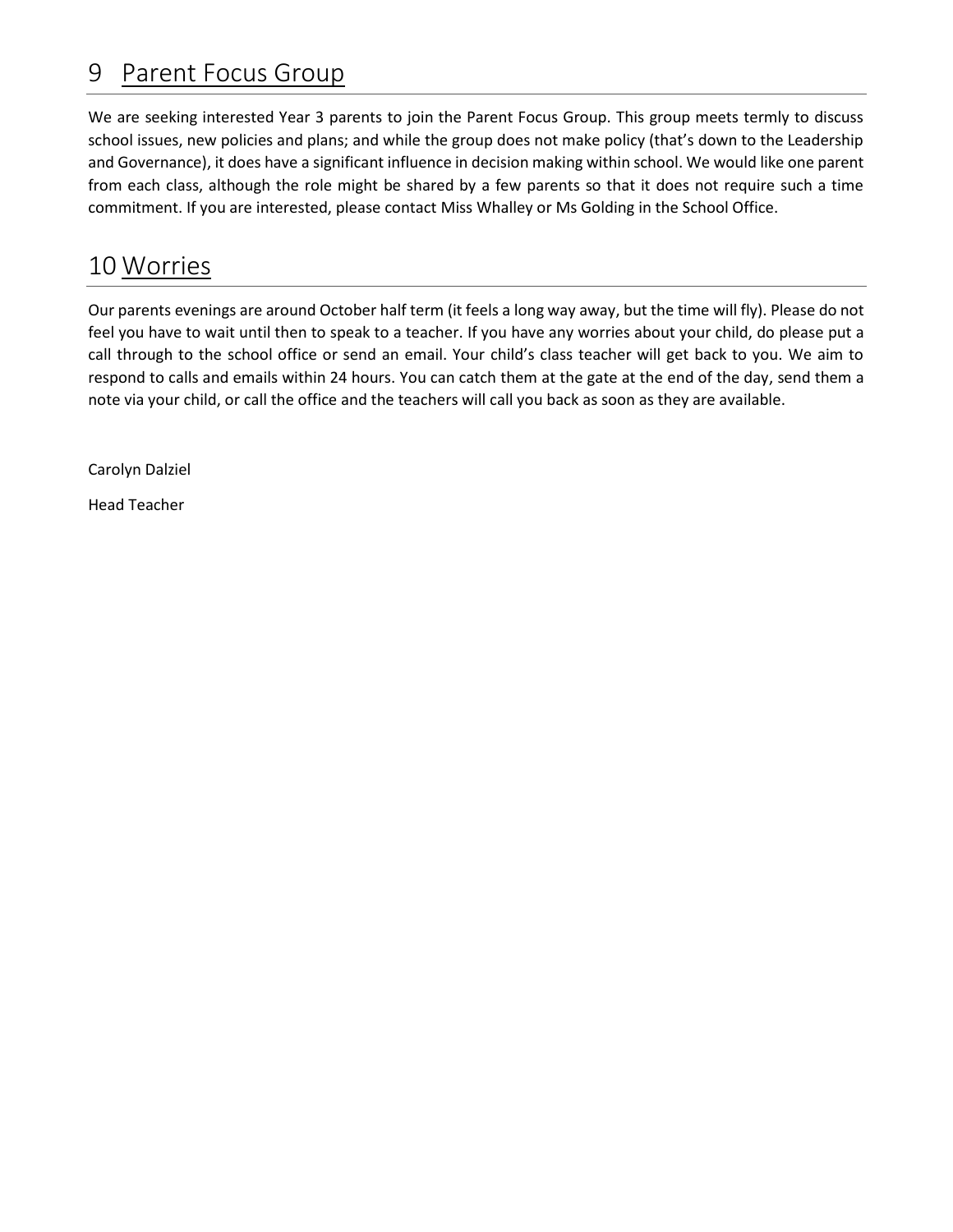## 9 Parent Focus Group

We are seeking interested Year 3 parents to join the Parent Focus Group. This group meets termly to discuss school issues, new policies and plans; and while the group does not make policy (that's down to the Leadership and Governance), it does have a significant influence in decision making within school. We would like one parent from each class, although the role might be shared by a few parents so that it does not require such a time commitment. If you are interested, please contact Miss Whalley or Ms Golding in the School Office.

## 10 Worries

Our parents evenings are around October half term (it feels a long way away, but the time will fly). Please do not feel you have to wait until then to speak to a teacher. If you have any worries about your child, do please put a call through to the school office or send an email. Your child's class teacher will get back to you. We aim to respond to calls and emails within 24 hours. You can catch them at the gate at the end of the day, send them a note via your child, or call the office and the teachers will call you back as soon as they are available.

Carolyn Dalziel

Head Teacher